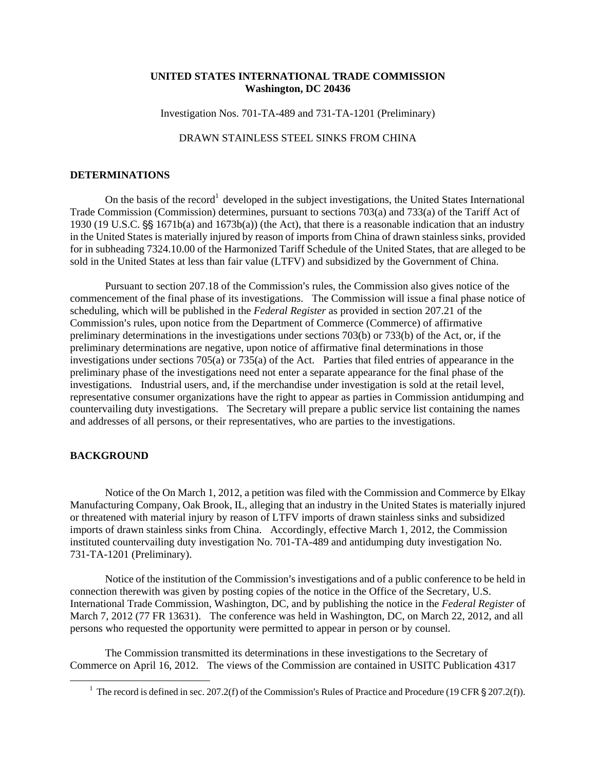**UNITED STATES INTERNATIONAL TRADE COMMISSION**
**Washington, DC 20436**

Investigation Nos. 701-TA-489 and 731-TA-1201 (Preliminary)

DRAWN STAINLESS STEEL SINKS FROM CHINA

## DETERMINATIONS

On the basis of the record[1] developed in the subject investigations, the United States International Trade Commission (Commission) determines, pursuant to sections 703(a) and 733(a) of the Tariff Act of 1930 (19 U.S.C. §§ 1671b(a) and 1673b(a)) (the Act), that there is a reasonable indication that an industry in the United States is materially injured by reason of imports from China of drawn stainless sinks, provided for in subheading 7324.10.00 of the Harmonized Tariff Schedule of the United States, that are alleged to be sold in the United States at less than fair value (LTFV) and subsidized by the Government of China.

Pursuant to section 207.18 of the Commission's rules, the Commission also gives notice of the commencement of the final phase of its investigations. The Commission will issue a final phase notice of scheduling, which will be published in the *Federal Register* as provided in section 207.21 of the Commission's rules, upon notice from the Department of Commerce (Commerce) of affirmative preliminary determinations in the investigations under sections 703(b) or 733(b) of the Act, or, if the preliminary determinations are negative, upon notice of affirmative final determinations in those investigations under sections 705(a) or 735(a) of the Act. Parties that filed entries of appearance in the preliminary phase of the investigations need not enter a separate appearance for the final phase of the investigations. Industrial users, and, if the merchandise under investigation is sold at the retail level, representative consumer organizations have the right to appear as parties in Commission antidumping and countervailing duty investigations. The Secretary will prepare a public service list containing the names and addresses of all persons, or their representatives, who are parties to the investigations.

## BACKGROUND

Notice of the On March 1, 2012, a petition was filed with the Commission and Commerce by Elkay Manufacturing Company, Oak Brook, IL, alleging that an industry in the United States is materially injured or threatened with material injury by reason of LTFV imports of drawn stainless sinks and subsidized imports of drawn stainless sinks from China. Accordingly, effective March 1, 2012, the Commission instituted countervailing duty investigation No. 701-TA-489 and antidumping duty investigation No. 731-TA-1201 (Preliminary).

Notice of the institution of the Commission's investigations and of a public conference to be held in connection therewith was given by posting copies of the notice in the Office of the Secretary, U.S. International Trade Commission, Washington, DC, and by publishing the notice in the *Federal Register* of March 7, 2012 (77 FR 13631). The conference was held in Washington, DC, on March 22, 2012, and all persons who requested the opportunity were permitted to appear in person or by counsel.

The Commission transmitted its determinations in these investigations to the Secretary of Commerce on April 16, 2012. The views of the Commission are contained in USITC Publication 4317

[1] The record is defined in sec. 207.2(f) of the Commission's Rules of Practice and Procedure (19 CFR § 207.2(f)).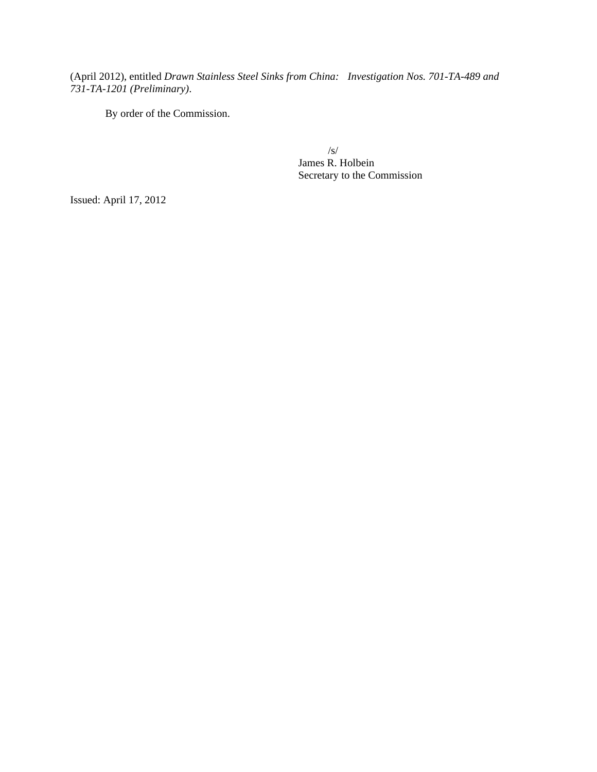(April 2012), entitled *Drawn Stainless Steel Sinks from China: Investigation Nos. 701-TA-489 and 731-TA-1201 (Preliminary)*.

By order of the Commission.

/s/
James R. Holbein
Secretary to the Commission

Issued: April 17, 2012